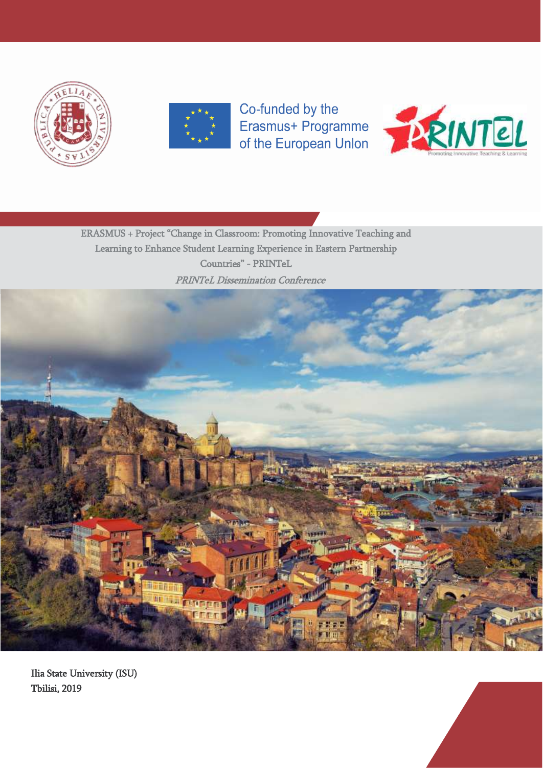Co-funded by the Erasmus+ Programme of the European Unlon

ERASMUS + Project "Change in Classroom: Promoting Innovative Teaching and Learning to Enhance Student Learning Experience in Eastern Partnership Countries" - PRINTeL

*PRINTeL Dissemination Conference*

Ilia State University (ISU)
Tbilisi, 2019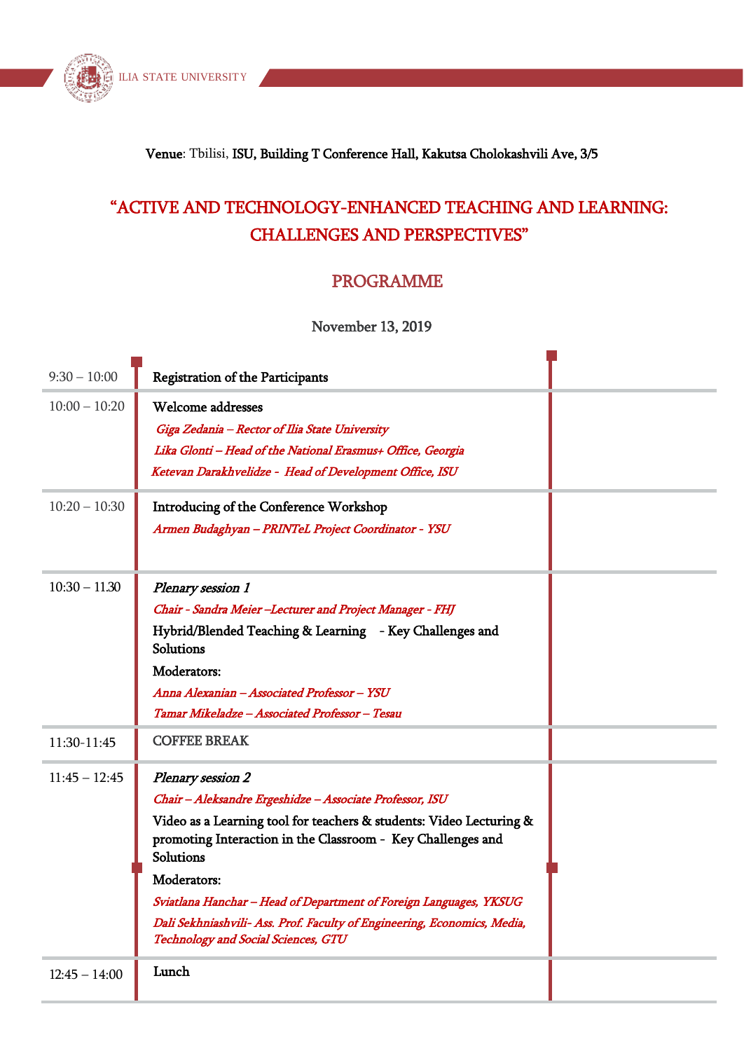**Venue**: Tbilisi, **ISU, Building T Conference Hall, Kakutsa Cholokashvili Ave, 3/5**

# "ACTIVE AND TECHNOLOGY-ENHANCED TEACHING AND LEARNING: CHALLENGES AND PERSPECTIVES"

## PROGRAMME

November 13, 2019

| | | |
|---|---|---|
| 9:30 – 10:00 | Registration of the Participants | |
| 10:00 – 10:20 | Welcome addresses<br>*Giga Zedania – Rector of Ilia State University*<br>*Lika Glonti – Head of the National Erasmus+ Office, Georgia*<br>*Ketevan Darakhvelidze - Head of Development Office, ISU* | |
| 10:20 – 10:30 | Introducing of the Conference Workshop<br>*Armen Budaghyan – PRINTeL Project Coordinator - YSU* | |
| 10:30 – 11.30 | *Plenary session 1*<br>*Chair - Sandra Meier –Lecturer and Project Manager - FHJ*<br>Hybrid/Blended Teaching & Learning - Key Challenges and Solutions<br>Moderators:<br>*Anna Alexanian – Associated Professor – YSU*<br>*Tamar Mikeladze – Associated Professor – Tesau* | |
| 11:30-11:45 | COFFEE BREAK | |
| 11:45 – 12:45 | *Plenary session 2*<br>*Chair – Aleksandre Ergeshidze – Associate Professor, ISU*<br>Video as a Learning tool for teachers & students: Video Lecturing & promoting Interaction in the Classroom - Key Challenges and Solutions<br>Moderators:<br>*Sviatlana Hanchar – Head of Department of Foreign Languages, YKSUG*<br>*Dali Sekhniashvili- Ass. Prof. Faculty of Engineering, Economics, Media, Technology and Social Sciences, GTU* | |
| 12:45 – 14:00 | Lunch | |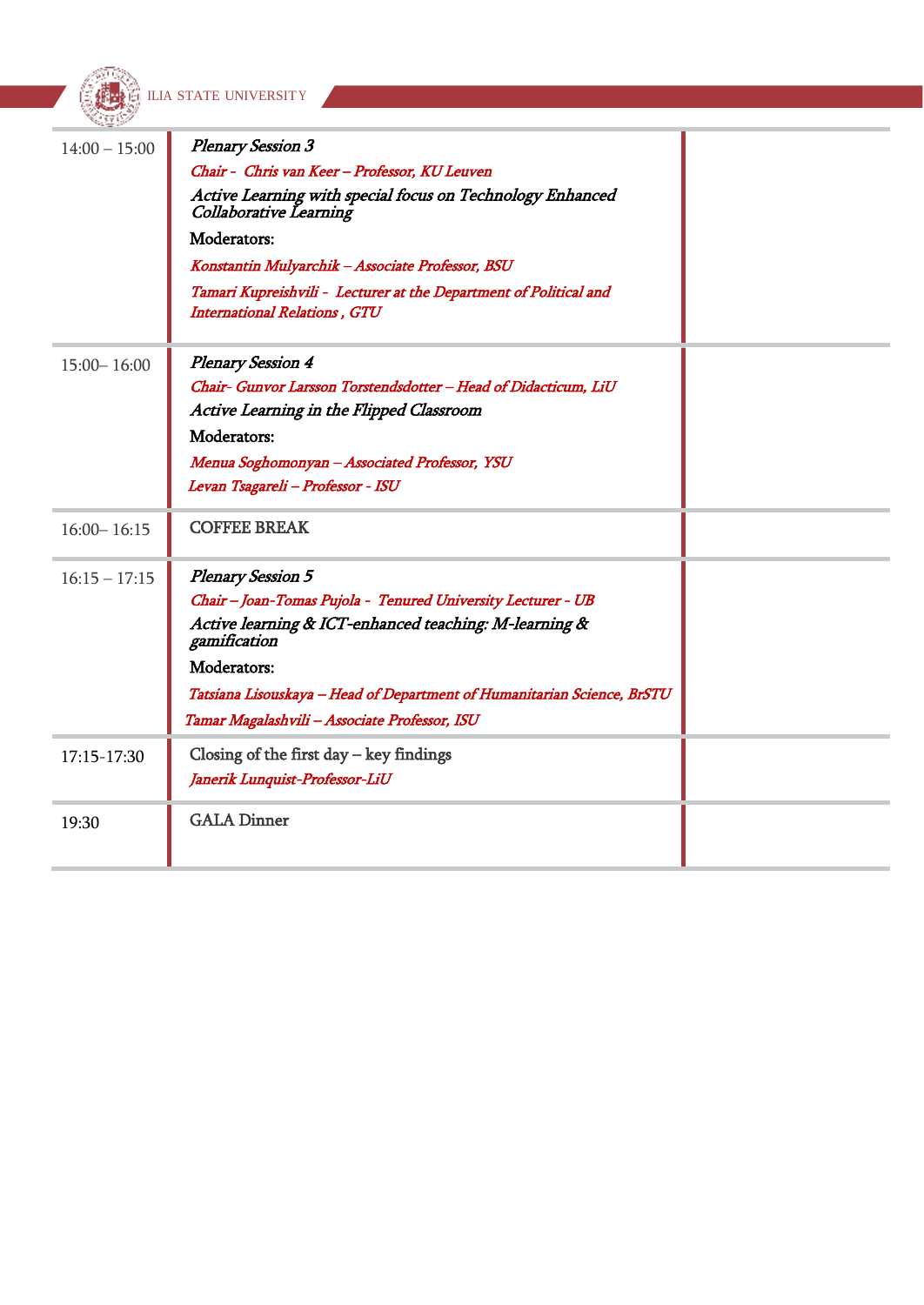| | | |
|---|---|---|
| 14:00 – 15:00 | *Plenary Session 3*<br>*Chair - Chris van Keer – Professor, KU Leuven*<br>*Active Learning with special focus on Technology Enhanced Collaborative Learning*<br>Moderators:<br>*Konstantin Mulyarchik – Associate Professor, BSU*<br>*Tamari Kupreishvili - Lecturer at the Department of Political and International Relations , GTU* | |
| 15:00– 16:00 | *Plenary Session 4*<br>*Chair- Gunvor Larsson Torstendsdotter – Head of Didacticum, LiU*<br>*Active Learning in the Flipped Classroom*<br>Moderators:<br>*Menua Soghomonyan – Associated Professor, YSU*<br>*Levan Tsagareli – Professor - ISU* | |
| 16:00– 16:15 | COFFEE BREAK | |
| 16:15 – 17:15 | *Plenary Session 5*<br>*Chair – Joan-Tomas Pujola - Tenured University Lecturer - UB*<br>*Active learning & ICT-enhanced teaching: M-learning & gamification*<br>Moderators:<br>*Tatsiana Lisouskaya – Head of Department of Humanitarian Science, BrSTU*<br>*Tamar Magalashvili – Associate Professor, ISU* | |
| 17:15-17:30 | Closing of the first day – key findings<br>*Janerik Lunquist-Professor-LiU* | |
| 19:30 | GALA Dinner | |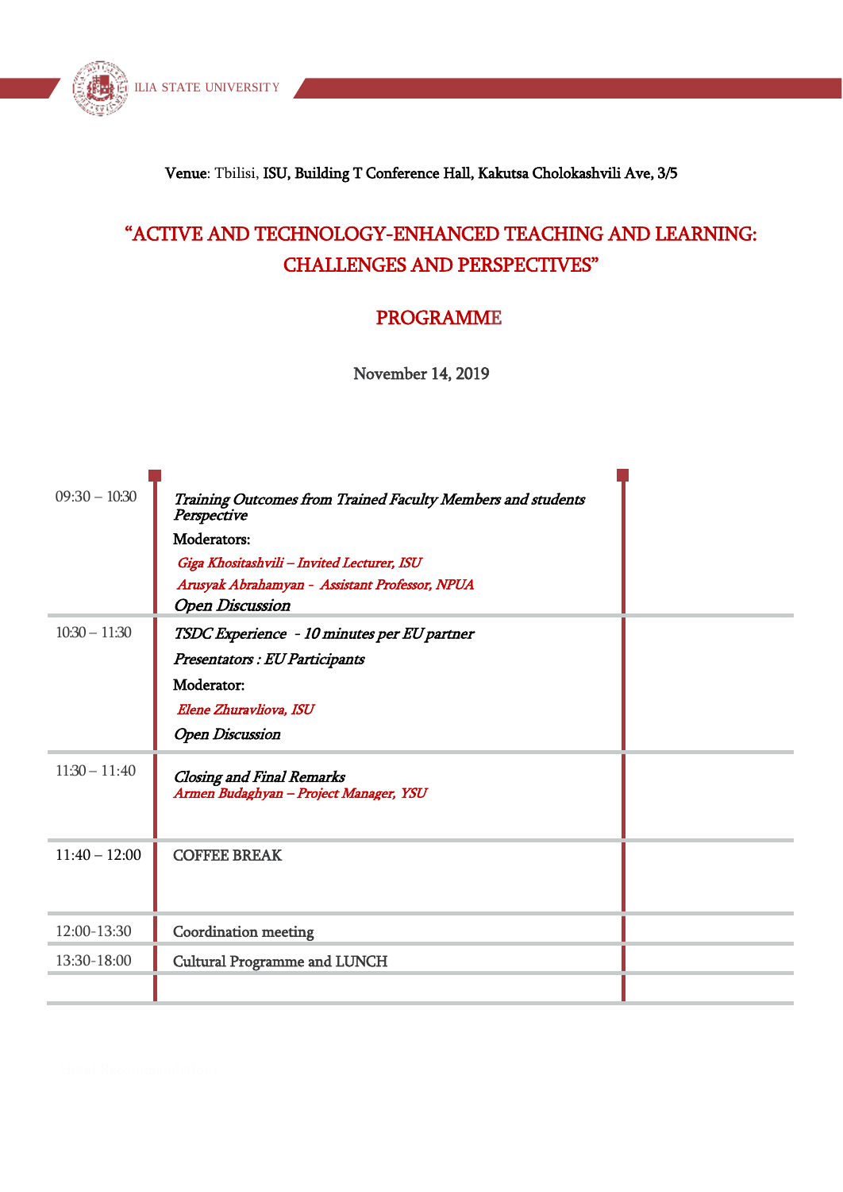ILIA STATE UNIVERSITY

**Venue**: Tbilisi, **ISU, Building T Conference Hall, Kakutsa Cholokashvili Ave, 3/5**

# "ACTIVE AND TECHNOLOGY-ENHANCED TEACHING AND LEARNING: CHALLENGES AND PERSPECTIVES"

## PROGRAMME

November 14, 2019

| | | |
|---|---|---|
| 09:30 – 10:30 | *Training Outcomes from Trained Faculty Members and students Perspective*<br>Moderators:<br>*Giga Khositashvili – Invited Lecturer, ISU*<br>*Arusyak Abrahamyan - Assistant Professor, NPUA*<br>*Open Discussion* | |
| 10:30 – 11:30 | *TSDC Experience - 10 minutes per EU partner*<br>*Presentators : EU Participants*<br>Moderator:<br>*Elene Zhuravliova, ISU*<br>*Open Discussion* | |
| 11:30 – 11:40 | *Closing and Final Remarks*<br>*Armen Budaghyan – Project Manager, YSU* | |
| 11:40 – 12:00 | COFFEE BREAK | |
| 12:00-13:30 | Coordination meeting | |
| 13:30-18:00 | Cultural Programme and LUNCH | |